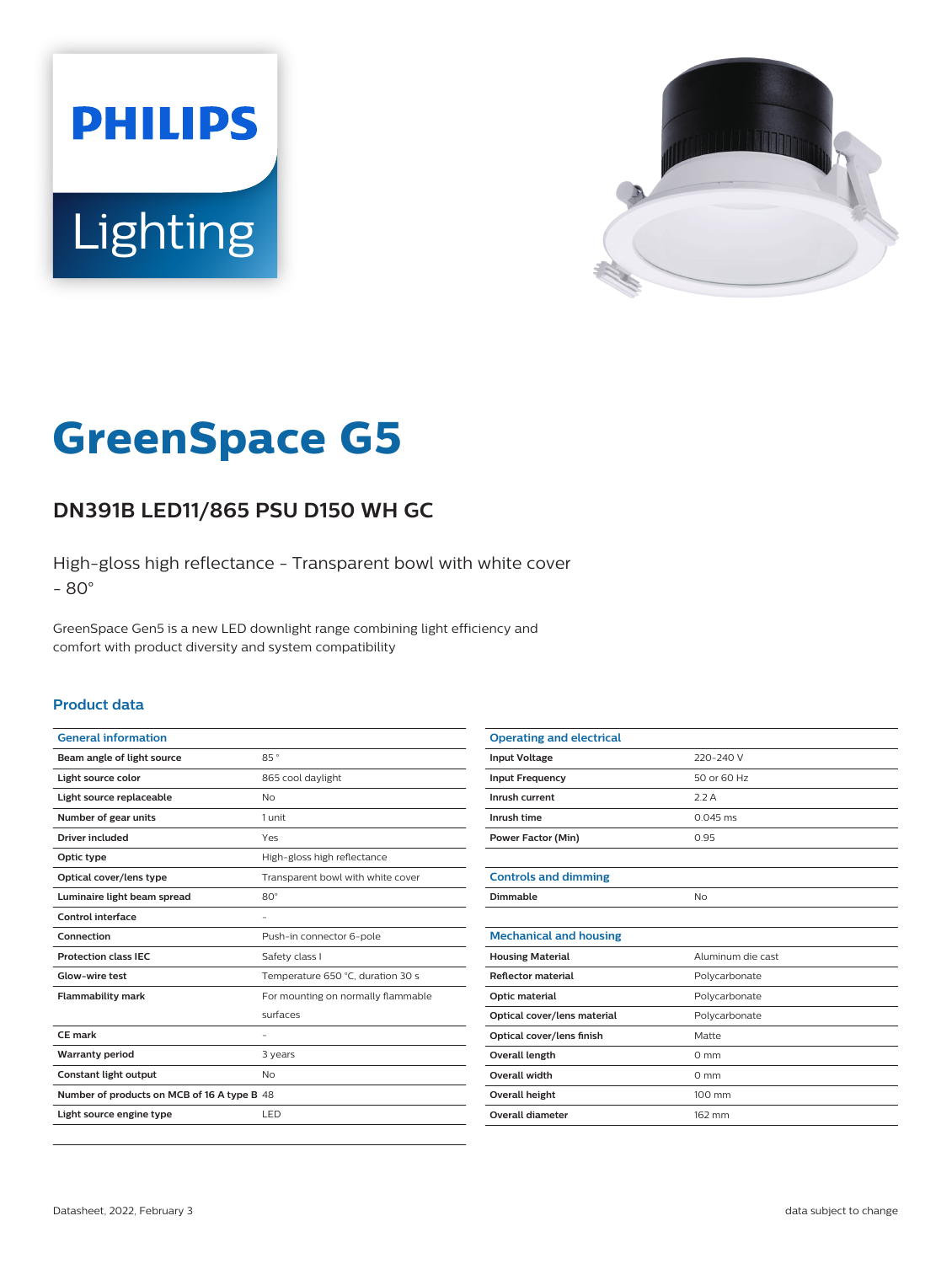# GreenSpace G5

## DN391B LED11/865 PSU D150 WH GC

High-gloss high reflectance - Transparent bowl with white cover - 80°

GreenSpace Gen5 is a new LED downlight range combining light efficiency and comfort with product diversity and system compatibility

### Product data

| General information | |
|---|---|
| Beam angle of light source | 85 ° |
| Light source color | 865 cool daylight |
| Light source replaceable | No |
| Number of gear units | 1 unit |
| Driver included | Yes |
| Optic type | High-gloss high reflectance |
| Optical cover/lens type | Transparent bowl with white cover |
| Luminaire light beam spread | 80° |
| Control interface | - |
| Connection | Push-in connector 6-pole |
| Protection class IEC | Safety class I |
| Glow-wire test | Temperature 650 °C, duration 30 s |
| Flammability mark | For mounting on normally flammable surfaces |
| CE mark | - |
| Warranty period | 3 years |
| Constant light output | No |
| Number of products on MCB of 16 A type B | 48 |
| Light source engine type | LED |

| Operating and electrical | |
|---|---|
| Input Voltage | 220-240 V |
| Input Frequency | 50 or 60 Hz |
| Inrush current | 2.2 A |
| Inrush time | 0.045 ms |
| Power Factor (Min) | 0.95 |

| Controls and dimming | |
|---|---|
| Dimmable | No |

| Mechanical and housing | |
|---|---|
| Housing Material | Aluminum die cast |
| Reflector material | Polycarbonate |
| Optic material | Polycarbonate |
| Optical cover/lens material | Polycarbonate |
| Optical cover/lens finish | Matte |
| Overall length | 0 mm |
| Overall width | 0 mm |
| Overall height | 100 mm |
| Overall diameter | 162 mm |

Datasheet, 2022, February 3

data subject to change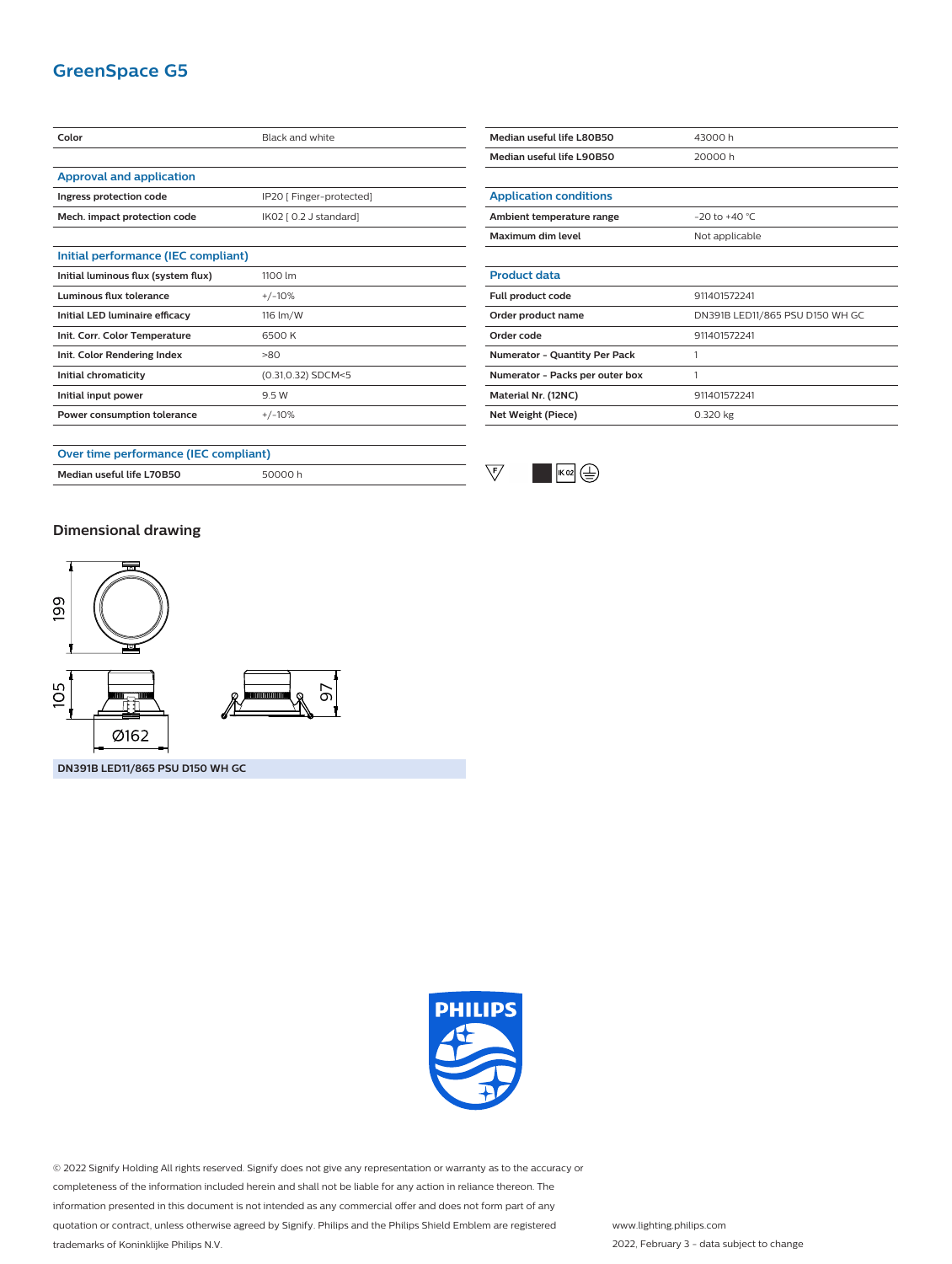# GreenSpace G5

| | |
|---|---|
| Color | Black and white |

| Approval and application | |
|---|---|
| Ingress protection code | IP20 [ Finger-protected] |
| Mech. impact protection code | IK02 [ 0.2 J standard] |

| Initial performance (IEC compliant) | |
|---|---|
| Initial luminous flux (system flux) | 1100 lm |
| Luminous flux tolerance | +/-10% |
| Initial LED luminaire efficacy | 116 lm/W |
| Init. Corr. Color Temperature | 6500 K |
| Init. Color Rendering Index | >80 |
| Initial chromaticity | (0.31,0.32) SDCM<5 |
| Initial input power | 9.5 W |
| Power consumption tolerance | +/-10% |

| Over time performance (IEC compliant) | |
|---|---|
| Median useful life L70B50 | 50000 h |
| Median useful life L80B50 | 43000 h |
| Median useful life L90B50 | 20000 h |

| Application conditions | |
|---|---|
| Ambient temperature range | -20 to +40 °C |
| Maximum dim level | Not applicable |

| Product data | |
|---|---|
| Full product code | 911401572241 |
| Order product name | DN391B LED11/865 PSU D150 WH GC |
| Order code | 911401572241 |
| Numerator - Quantity Per Pack | 1 |
| Numerator - Packs per outer box | 1 |
| Material Nr. (12NC) | 911401572241 |
| Net Weight (Piece) | 0.320 kg |

## Dimensional drawing

199

105

Ø162

97

DN391B LED11/865 PSU D150 WH GC

© 2022 Signify Holding All rights reserved. Signify does not give any representation or warranty as to the accuracy or completeness of the information included herein and shall not be liable for any action in reliance thereon. The information presented in this document is not intended as any commercial offer and does not form part of any quotation or contract, unless otherwise agreed by Signify. Philips and the Philips Shield Emblem are registered trademarks of Koninklijke Philips N.V.

www.lighting.philips.com

2022, February 3 - data subject to change